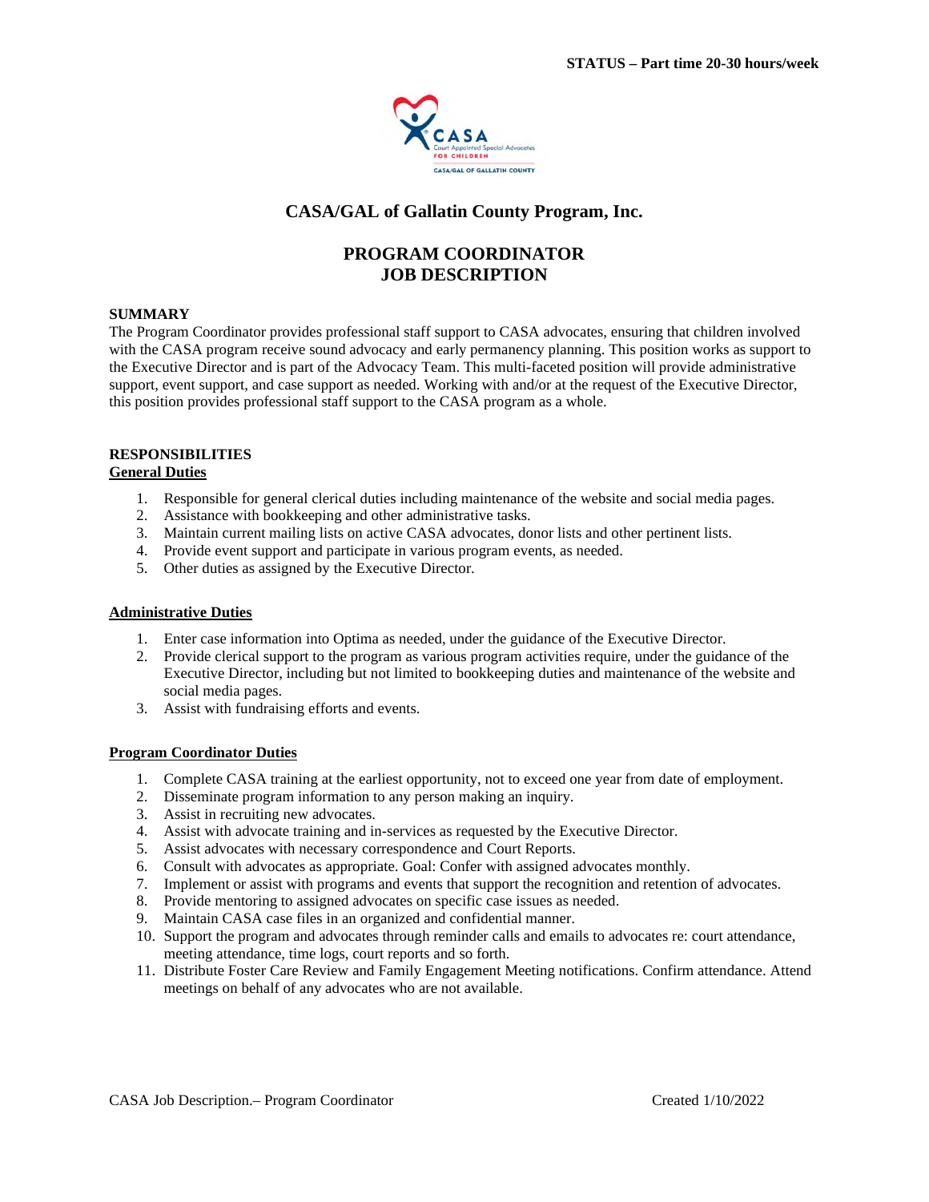**STATUS – Part time 20-30 hours/week**

# CASA/GAL of Gallatin County Program, Inc.

## PROGRAM COORDINATOR JOB DESCRIPTION

### SUMMARY

The Program Coordinator provides professional staff support to CASA advocates, ensuring that children involved with the CASA program receive sound advocacy and early permanency planning. This position works as support to the Executive Director and is part of the Advocacy Team. This multi-faceted position will provide administrative support, event support, and case support as needed. Working with and/or at the request of the Executive Director, this position provides professional staff support to the CASA program as a whole.

### RESPONSIBILITIES

**General Duties**

1. Responsible for general clerical duties including maintenance of the website and social media pages.
2. Assistance with bookkeeping and other administrative tasks.
3. Maintain current mailing lists on active CASA advocates, donor lists and other pertinent lists.
4. Provide event support and participate in various program events, as needed.
5. Other duties as assigned by the Executive Director.

**Administrative Duties**

1. Enter case information into Optima as needed, under the guidance of the Executive Director.
2. Provide clerical support to the program as various program activities require, under the guidance of the Executive Director, including but not limited to bookkeeping duties and maintenance of the website and social media pages.
3. Assist with fundraising efforts and events.

**Program Coordinator Duties**

1. Complete CASA training at the earliest opportunity, not to exceed one year from date of employment.
2. Disseminate program information to any person making an inquiry.
3. Assist in recruiting new advocates.
4. Assist with advocate training and in-services as requested by the Executive Director.
5. Assist advocates with necessary correspondence and Court Reports.
6. Consult with advocates as appropriate. Goal: Confer with assigned advocates monthly.
7. Implement or assist with programs and events that support the recognition and retention of advocates.
8. Provide mentoring to assigned advocates on specific case issues as needed.
9. Maintain CASA case files in an organized and confidential manner.
10. Support the program and advocates through reminder calls and emails to advocates re: court attendance, meeting attendance, time logs, court reports and so forth.
11. Distribute Foster Care Review and Family Engagement Meeting notifications. Confirm attendance. Attend meetings on behalf of any advocates who are not available.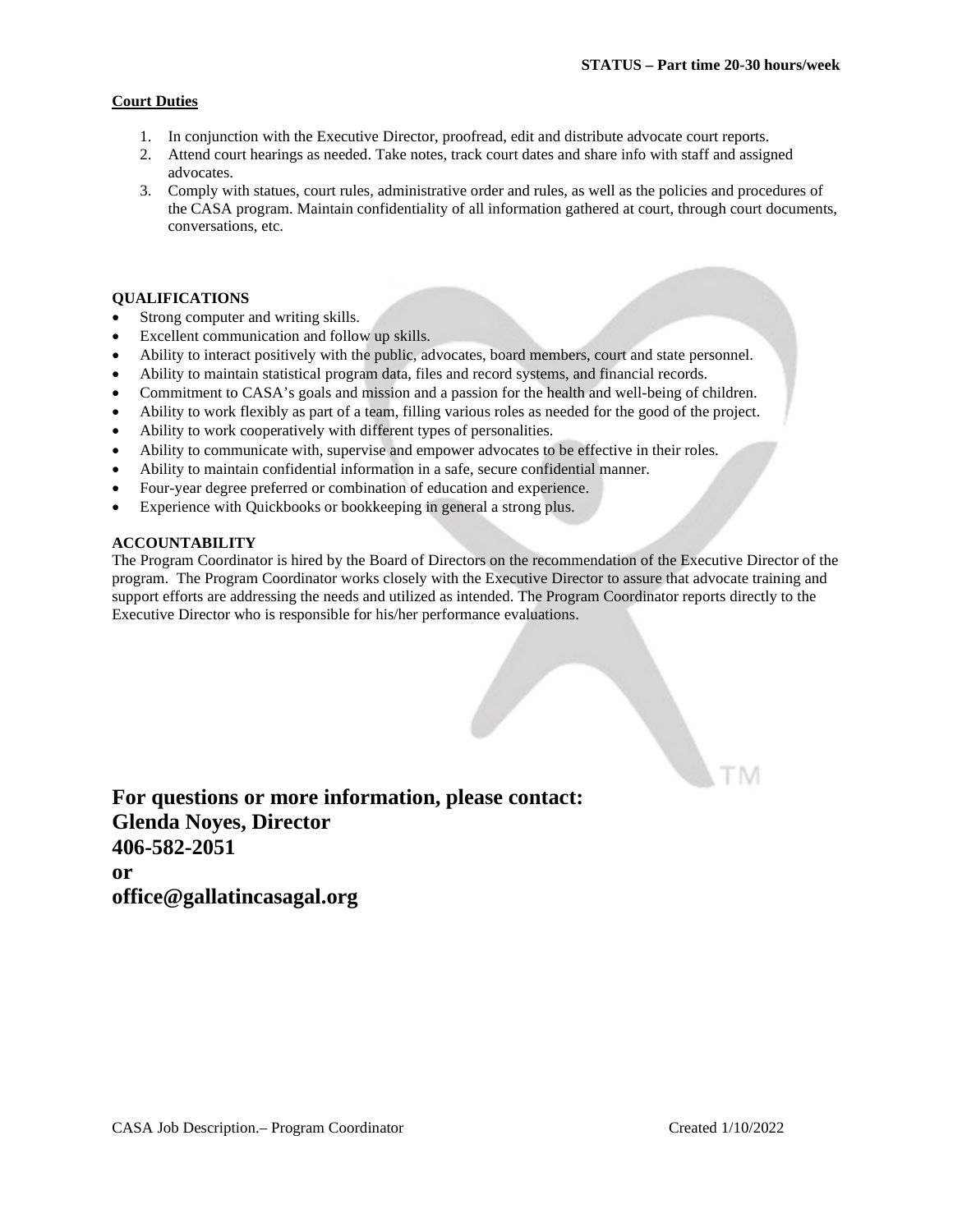**STATUS – Part time 20-30 hours/week**

**Court Duties**

1. In conjunction with the Executive Director, proofread, edit and distribute advocate court reports.
2. Attend court hearings as needed. Take notes, track court dates and share info with staff and assigned advocates.
3. Comply with statues, court rules, administrative order and rules, as well as the policies and procedures of the CASA program. Maintain confidentiality of all information gathered at court, through court documents, conversations, etc.

**QUALIFICATIONS**

- Strong computer and writing skills.
- Excellent communication and follow up skills.
- Ability to interact positively with the public, advocates, board members, court and state personnel.
- Ability to maintain statistical program data, files and record systems, and financial records.
- Commitment to CASA's goals and mission and a passion for the health and well-being of children.
- Ability to work flexibly as part of a team, filling various roles as needed for the good of the project.
- Ability to work cooperatively with different types of personalities.
- Ability to communicate with, supervise and empower advocates to be effective in their roles.
- Ability to maintain confidential information in a safe, secure confidential manner.
- Four-year degree preferred or combination of education and experience.
- Experience with Quickbooks or bookkeeping in general a strong plus.

**ACCOUNTABILITY**

The Program Coordinator is hired by the Board of Directors on the recommendation of the Executive Director of the program. The Program Coordinator works closely with the Executive Director to assure that advocate training and support efforts are addressing the needs and utilized as intended. The Program Coordinator reports directly to the Executive Director who is responsible for his/her performance evaluations.

**For questions or more information, please contact:**
**Glenda Noyes, Director**
**406-582-2051**
**or**
**office@gallatincasagal.org**